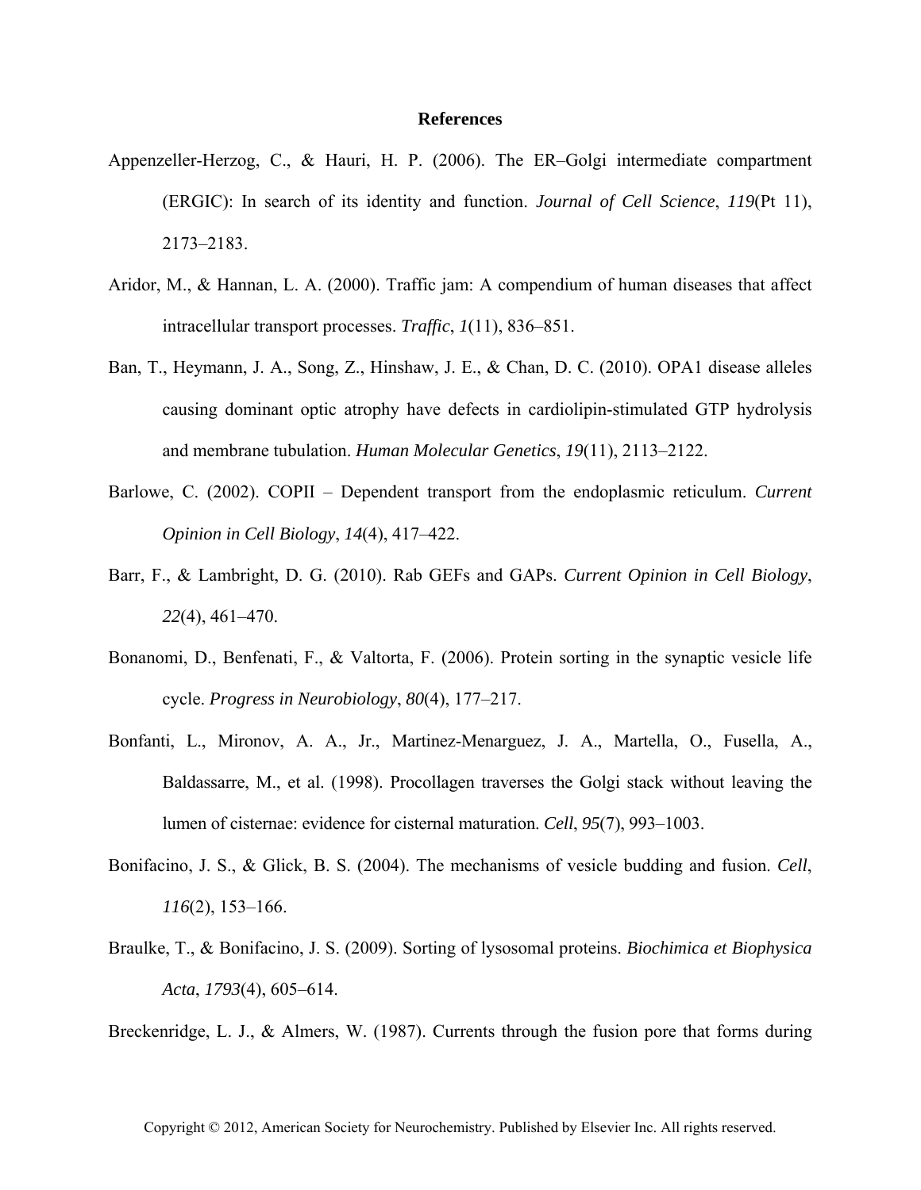# References

Appenzeller-Herzog, C., & Hauri, H. P. (2006). The ER–Golgi intermediate compartment (ERGIC): In search of its identity and function. *Journal of Cell Science*, *119*(Pt 11), 2173–2183.

Aridor, M., & Hannan, L. A. (2000). Traffic jam: A compendium of human diseases that affect intracellular transport processes. *Traffic*, *1*(11), 836–851.

Ban, T., Heymann, J. A., Song, Z., Hinshaw, J. E., & Chan, D. C. (2010). OPA1 disease alleles causing dominant optic atrophy have defects in cardiolipin-stimulated GTP hydrolysis and membrane tubulation. *Human Molecular Genetics*, *19*(11), 2113–2122.

Barlowe, C. (2002). COPII – Dependent transport from the endoplasmic reticulum. *Current Opinion in Cell Biology*, *14*(4), 417–422.

Barr, F., & Lambright, D. G. (2010). Rab GEFs and GAPs. *Current Opinion in Cell Biology*, *22*(4), 461–470.

Bonanomi, D., Benfenati, F., & Valtorta, F. (2006). Protein sorting in the synaptic vesicle life cycle. *Progress in Neurobiology*, *80*(4), 177–217.

Bonfanti, L., Mironov, A. A., Jr., Martinez-Menarguez, J. A., Martella, O., Fusella, A., Baldassarre, M., et al. (1998). Procollagen traverses the Golgi stack without leaving the lumen of cisternae: evidence for cisternal maturation. *Cell*, *95*(7), 993–1003.

Bonifacino, J. S., & Glick, B. S. (2004). The mechanisms of vesicle budding and fusion. *Cell*, *116*(2), 153–166.

Braulke, T., & Bonifacino, J. S. (2009). Sorting of lysosomal proteins. *Biochimica et Biophysica Acta*, *1793*(4), 605–614.

Breckenridge, L. J., & Almers, W. (1987). Currents through the fusion pore that forms during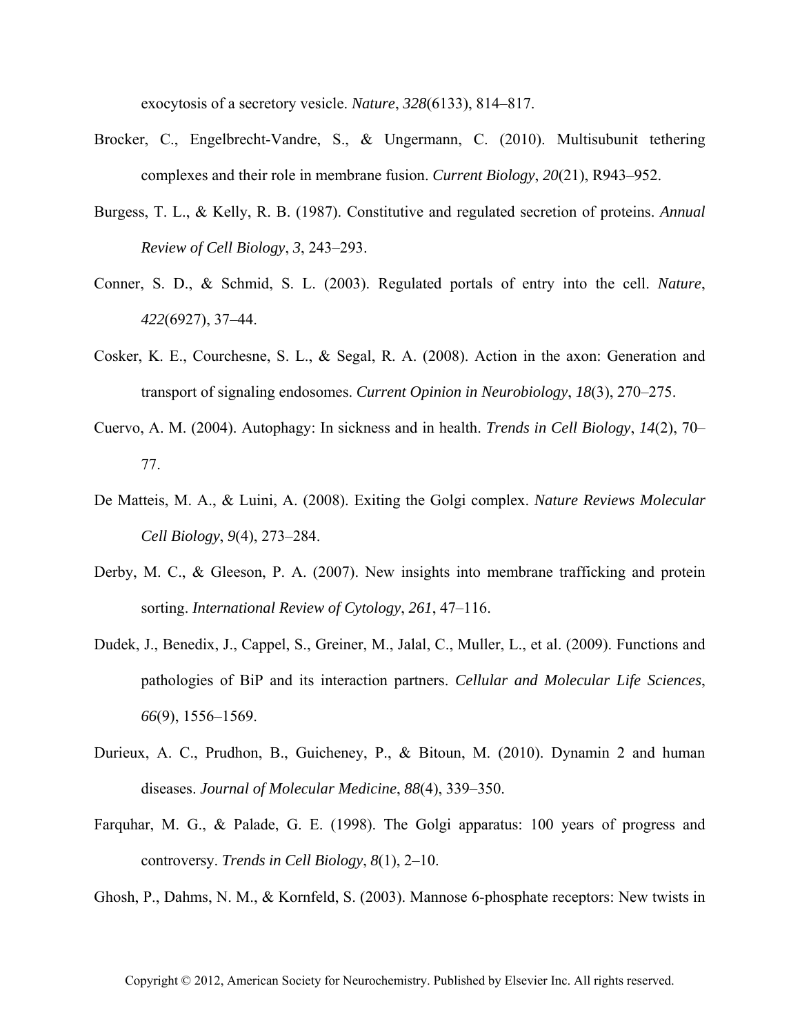exocytosis of a secretory vesicle. *Nature*, *328*(6133), 814–817.

Brocker, C., Engelbrecht-Vandre, S., & Ungermann, C. (2010). Multisubunit tethering complexes and their role in membrane fusion. *Current Biology*, *20*(21), R943–952.

Burgess, T. L., & Kelly, R. B. (1987). Constitutive and regulated secretion of proteins. *Annual Review of Cell Biology*, *3*, 243–293.

Conner, S. D., & Schmid, S. L. (2003). Regulated portals of entry into the cell. *Nature*, *422*(6927), 37–44.

Cosker, K. E., Courchesne, S. L., & Segal, R. A. (2008). Action in the axon: Generation and transport of signaling endosomes. *Current Opinion in Neurobiology*, *18*(3), 270–275.

Cuervo, A. M. (2004). Autophagy: In sickness and in health. *Trends in Cell Biology*, *14*(2), 70–77.

De Matteis, M. A., & Luini, A. (2008). Exiting the Golgi complex. *Nature Reviews Molecular Cell Biology*, *9*(4), 273–284.

Derby, M. C., & Gleeson, P. A. (2007). New insights into membrane trafficking and protein sorting. *International Review of Cytology*, *261*, 47–116.

Dudek, J., Benedix, J., Cappel, S., Greiner, M., Jalal, C., Muller, L., et al. (2009). Functions and pathologies of BiP and its interaction partners. *Cellular and Molecular Life Sciences*, *66*(9), 1556–1569.

Durieux, A. C., Prudhon, B., Guicheney, P., & Bitoun, M. (2010). Dynamin 2 and human diseases. *Journal of Molecular Medicine*, *88*(4), 339–350.

Farquhar, M. G., & Palade, G. E. (1998). The Golgi apparatus: 100 years of progress and controversy. *Trends in Cell Biology*, *8*(1), 2–10.

Ghosh, P., Dahms, N. M., & Kornfeld, S. (2003). Mannose 6-phosphate receptors: New twists in

Copyright © 2012, American Society for Neurochemistry. Published by Elsevier Inc. All rights reserved.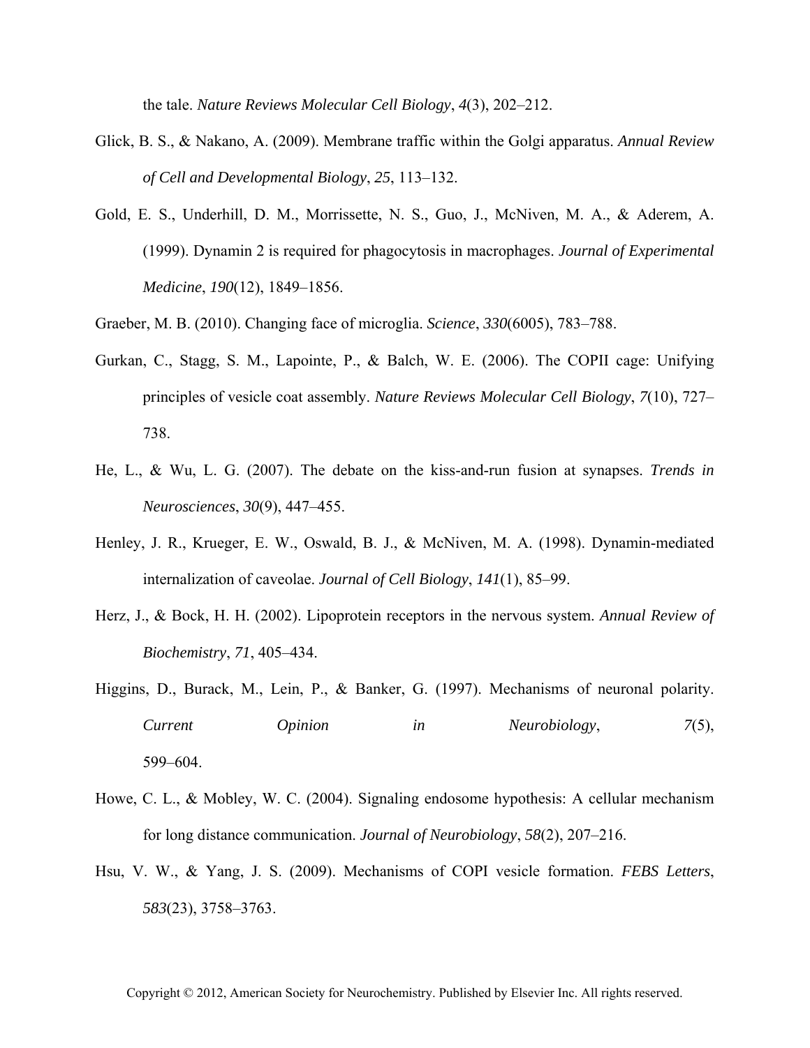the tale. *Nature Reviews Molecular Cell Biology*, *4*(3), 202–212.

Glick, B. S., & Nakano, A. (2009). Membrane traffic within the Golgi apparatus. *Annual Review of Cell and Developmental Biology*, *25*, 113–132.

Gold, E. S., Underhill, D. M., Morrissette, N. S., Guo, J., McNiven, M. A., & Aderem, A. (1999). Dynamin 2 is required for phagocytosis in macrophages. *Journal of Experimental Medicine*, *190*(12), 1849–1856.

Graeber, M. B. (2010). Changing face of microglia. *Science*, *330*(6005), 783–788.

Gurkan, C., Stagg, S. M., Lapointe, P., & Balch, W. E. (2006). The COPII cage: Unifying principles of vesicle coat assembly. *Nature Reviews Molecular Cell Biology*, *7*(10), 727–738.

He, L., & Wu, L. G. (2007). The debate on the kiss-and-run fusion at synapses. *Trends in Neurosciences*, *30*(9), 447–455.

Henley, J. R., Krueger, E. W., Oswald, B. J., & McNiven, M. A. (1998). Dynamin-mediated internalization of caveolae. *Journal of Cell Biology*, *141*(1), 85–99.

Herz, J., & Bock, H. H. (2002). Lipoprotein receptors in the nervous system. *Annual Review of Biochemistry*, *71*, 405–434.

Higgins, D., Burack, M., Lein, P., & Banker, G. (1997). Mechanisms of neuronal polarity. *Current Opinion in Neurobiology*, *7*(5), 599–604.

Howe, C. L., & Mobley, W. C. (2004). Signaling endosome hypothesis: A cellular mechanism for long distance communication. *Journal of Neurobiology*, *58*(2), 207–216.

Hsu, V. W., & Yang, J. S. (2009). Mechanisms of COPI vesicle formation. *FEBS Letters*, *583*(23), 3758–3763.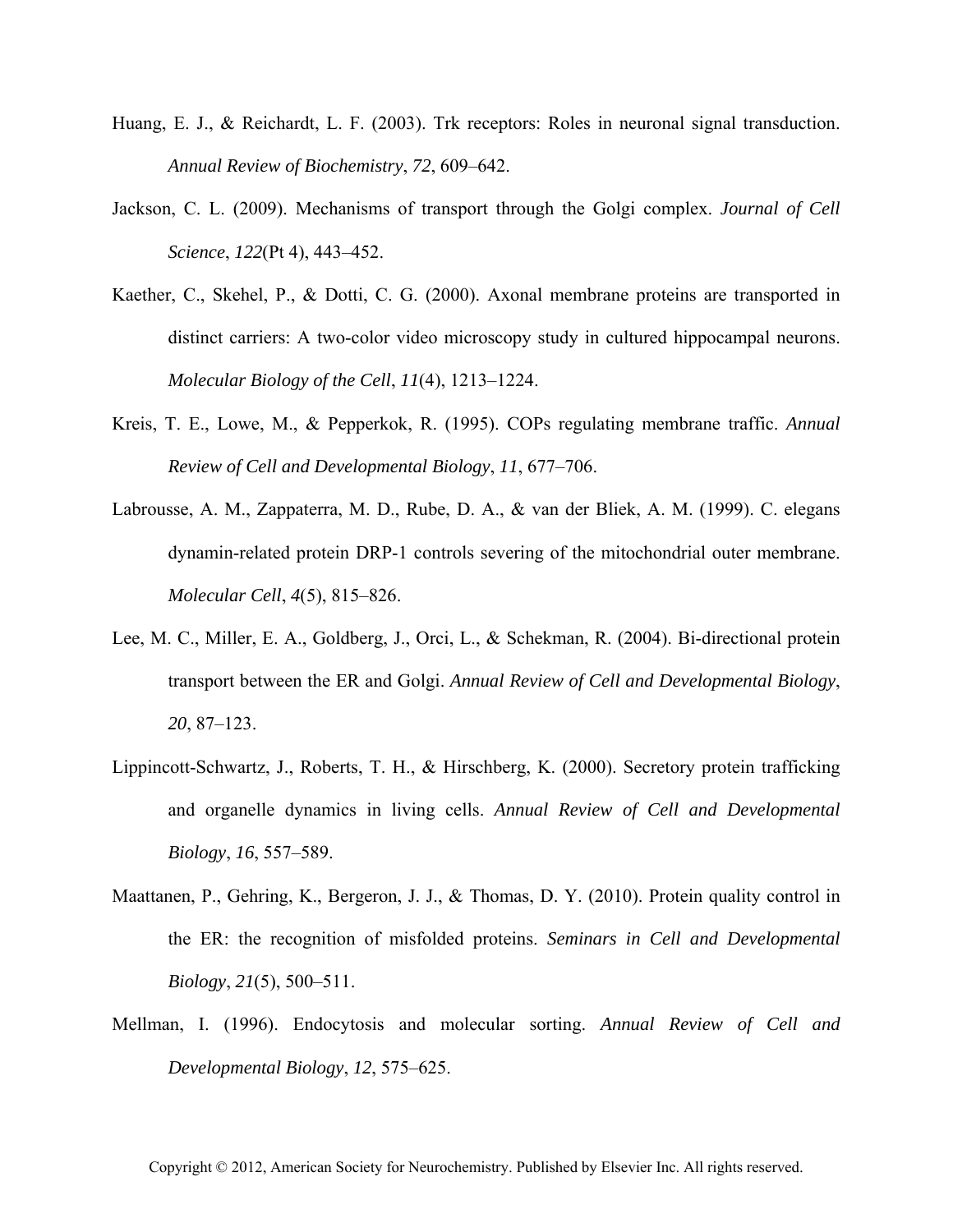Huang, E. J., & Reichardt, L. F. (2003). Trk receptors: Roles in neuronal signal transduction. *Annual Review of Biochemistry*, *72*, 609–642.

Jackson, C. L. (2009). Mechanisms of transport through the Golgi complex. *Journal of Cell Science*, *122*(Pt 4), 443–452.

Kaether, C., Skehel, P., & Dotti, C. G. (2000). Axonal membrane proteins are transported in distinct carriers: A two-color video microscopy study in cultured hippocampal neurons. *Molecular Biology of the Cell*, *11*(4), 1213–1224.

Kreis, T. E., Lowe, M., & Pepperkok, R. (1995). COPs regulating membrane traffic. *Annual Review of Cell and Developmental Biology*, *11*, 677–706.

Labrousse, A. M., Zappaterra, M. D., Rube, D. A., & van der Bliek, A. M. (1999). C. elegans dynamin-related protein DRP-1 controls severing of the mitochondrial outer membrane. *Molecular Cell*, *4*(5), 815–826.

Lee, M. C., Miller, E. A., Goldberg, J., Orci, L., & Schekman, R. (2004). Bi-directional protein transport between the ER and Golgi. *Annual Review of Cell and Developmental Biology*, *20*, 87–123.

Lippincott-Schwartz, J., Roberts, T. H., & Hirschberg, K. (2000). Secretory protein trafficking and organelle dynamics in living cells. *Annual Review of Cell and Developmental Biology*, *16*, 557–589.

Maattanen, P., Gehring, K., Bergeron, J. J., & Thomas, D. Y. (2010). Protein quality control in the ER: the recognition of misfolded proteins. *Seminars in Cell and Developmental Biology*, *21*(5), 500–511.

Mellman, I. (1996). Endocytosis and molecular sorting. *Annual Review of Cell and Developmental Biology*, *12*, 575–625.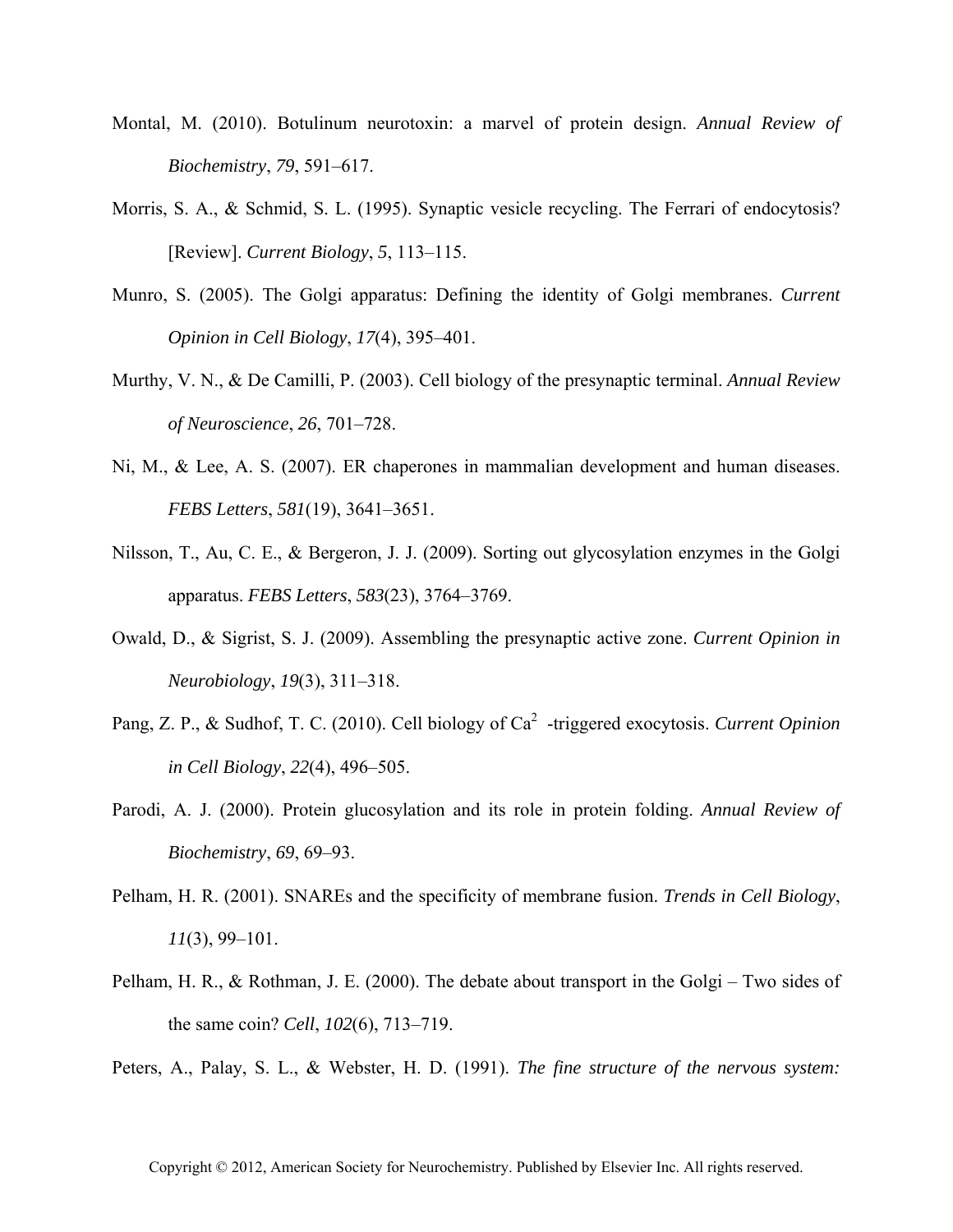Montal, M. (2010). Botulinum neurotoxin: a marvel of protein design. *Annual Review of Biochemistry*, *79*, 591–617.

Morris, S. A., & Schmid, S. L. (1995). Synaptic vesicle recycling. The Ferrari of endocytosis? [Review]. *Current Biology*, *5*, 113–115.

Munro, S. (2005). The Golgi apparatus: Defining the identity of Golgi membranes. *Current Opinion in Cell Biology*, *17*(4), 395–401.

Murthy, V. N., & De Camilli, P. (2003). Cell biology of the presynaptic terminal. *Annual Review of Neuroscience*, *26*, 701–728.

Ni, M., & Lee, A. S. (2007). ER chaperones in mammalian development and human diseases. *FEBS Letters*, *581*(19), 3641–3651.

Nilsson, T., Au, C. E., & Bergeron, J. J. (2009). Sorting out glycosylation enzymes in the Golgi apparatus. *FEBS Letters*, *583*(23), 3764–3769.

Owald, D., & Sigrist, S. J. (2009). Assembling the presynaptic active zone. *Current Opinion in Neurobiology*, *19*(3), 311–318.

Pang, Z. P., & Sudhof, T. C. (2010). Cell biology of $Ca^{2}$ -triggered exocytosis. *Current Opinion in Cell Biology*, *22*(4), 496–505.

Parodi, A. J. (2000). Protein glucosylation and its role in protein folding. *Annual Review of Biochemistry*, *69*, 69–93.

Pelham, H. R. (2001). SNAREs and the specificity of membrane fusion. *Trends in Cell Biology*, *11*(3), 99–101.

Pelham, H. R., & Rothman, J. E. (2000). The debate about transport in the Golgi – Two sides of the same coin? *Cell*, *102*(6), 713–719.

Peters, A., Palay, S. L., & Webster, H. D. (1991). *The fine structure of the nervous system:*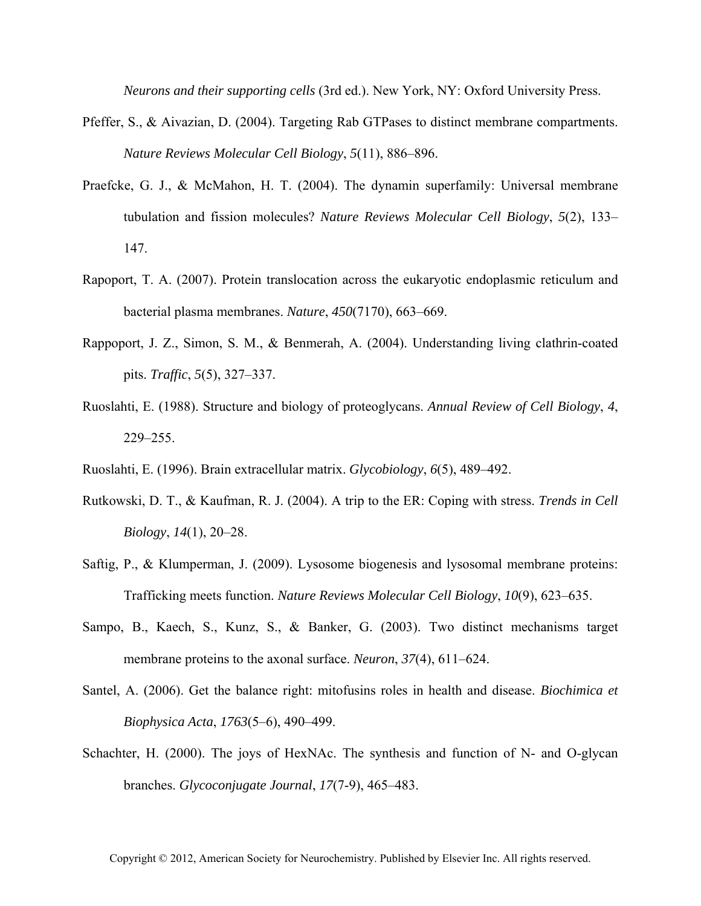*Neurons and their supporting cells* (3rd ed.). New York, NY: Oxford University Press.

Pfeffer, S., & Aivazian, D. (2004). Targeting Rab GTPases to distinct membrane compartments. *Nature Reviews Molecular Cell Biology*, *5*(11), 886–896.

Praefcke, G. J., & McMahon, H. T. (2004). The dynamin superfamily: Universal membrane tubulation and fission molecules? *Nature Reviews Molecular Cell Biology*, *5*(2), 133–147.

Rapoport, T. A. (2007). Protein translocation across the eukaryotic endoplasmic reticulum and bacterial plasma membranes. *Nature*, *450*(7170), 663–669.

Rappoport, J. Z., Simon, S. M., & Benmerah, A. (2004). Understanding living clathrin-coated pits. *Traffic*, *5*(5), 327–337.

Ruoslahti, E. (1988). Structure and biology of proteoglycans. *Annual Review of Cell Biology*, *4*, 229–255.

Ruoslahti, E. (1996). Brain extracellular matrix. *Glycobiology*, *6*(5), 489–492.

Rutkowski, D. T., & Kaufman, R. J. (2004). A trip to the ER: Coping with stress. *Trends in Cell Biology*, *14*(1), 20–28.

Saftig, P., & Klumperman, J. (2009). Lysosome biogenesis and lysosomal membrane proteins: Trafficking meets function. *Nature Reviews Molecular Cell Biology*, *10*(9), 623–635.

Sampo, B., Kaech, S., Kunz, S., & Banker, G. (2003). Two distinct mechanisms target membrane proteins to the axonal surface. *Neuron*, *37*(4), 611–624.

Santel, A. (2006). Get the balance right: mitofusins roles in health and disease. *Biochimica et Biophysica Acta*, *1763*(5–6), 490–499.

Schachter, H. (2000). The joys of HexNAc. The synthesis and function of N- and O-glycan branches. *Glycoconjugate Journal*, *17*(7-9), 465–483.

Copyright © 2012, American Society for Neurochemistry. Published by Elsevier Inc. All rights reserved.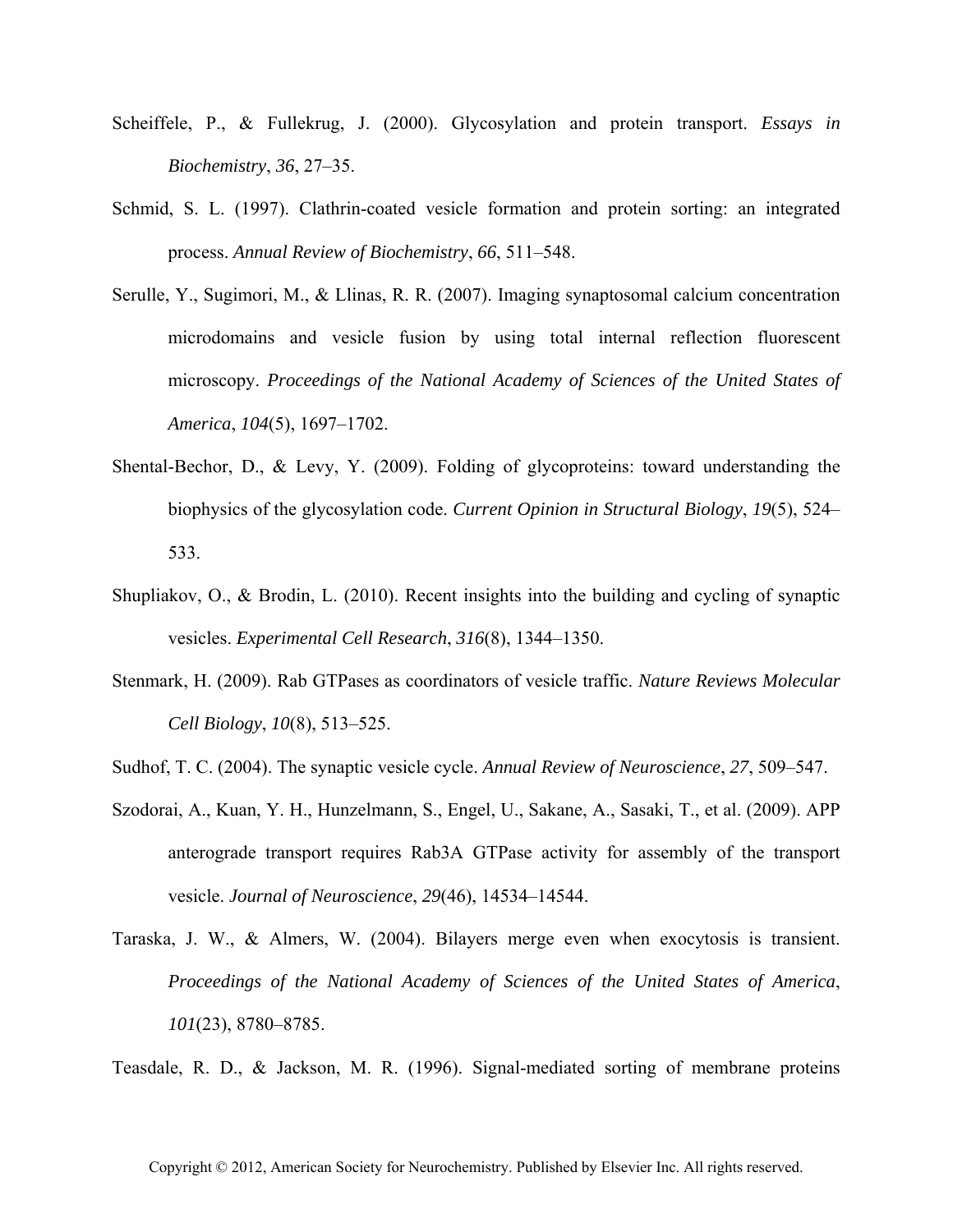Scheiffele, P., & Fullekrug, J. (2000). Glycosylation and protein transport. *Essays in Biochemistry*, *36*, 27–35.

Schmid, S. L. (1997). Clathrin-coated vesicle formation and protein sorting: an integrated process. *Annual Review of Biochemistry*, *66*, 511–548.

Serulle, Y., Sugimori, M., & Llinas, R. R. (2007). Imaging synaptosomal calcium concentration microdomains and vesicle fusion by using total internal reflection fluorescent microscopy. *Proceedings of the National Academy of Sciences of the United States of America*, *104*(5), 1697–1702.

Shental-Bechor, D., & Levy, Y. (2009). Folding of glycoproteins: toward understanding the biophysics of the glycosylation code. *Current Opinion in Structural Biology*, *19*(5), 524–533.

Shupliakov, O., & Brodin, L. (2010). Recent insights into the building and cycling of synaptic vesicles. *Experimental Cell Research*, *316*(8), 1344–1350.

Stenmark, H. (2009). Rab GTPases as coordinators of vesicle traffic. *Nature Reviews Molecular Cell Biology*, *10*(8), 513–525.

Sudhof, T. C. (2004). The synaptic vesicle cycle. *Annual Review of Neuroscience*, *27*, 509–547.

Szodorai, A., Kuan, Y. H., Hunzelmann, S., Engel, U., Sakane, A., Sasaki, T., et al. (2009). APP anterograde transport requires Rab3A GTPase activity for assembly of the transport vesicle. *Journal of Neuroscience*, *29*(46), 14534–14544.

Taraska, J. W., & Almers, W. (2004). Bilayers merge even when exocytosis is transient. *Proceedings of the National Academy of Sciences of the United States of America*, *101*(23), 8780–8785.

Teasdale, R. D., & Jackson, M. R. (1996). Signal-mediated sorting of membrane proteins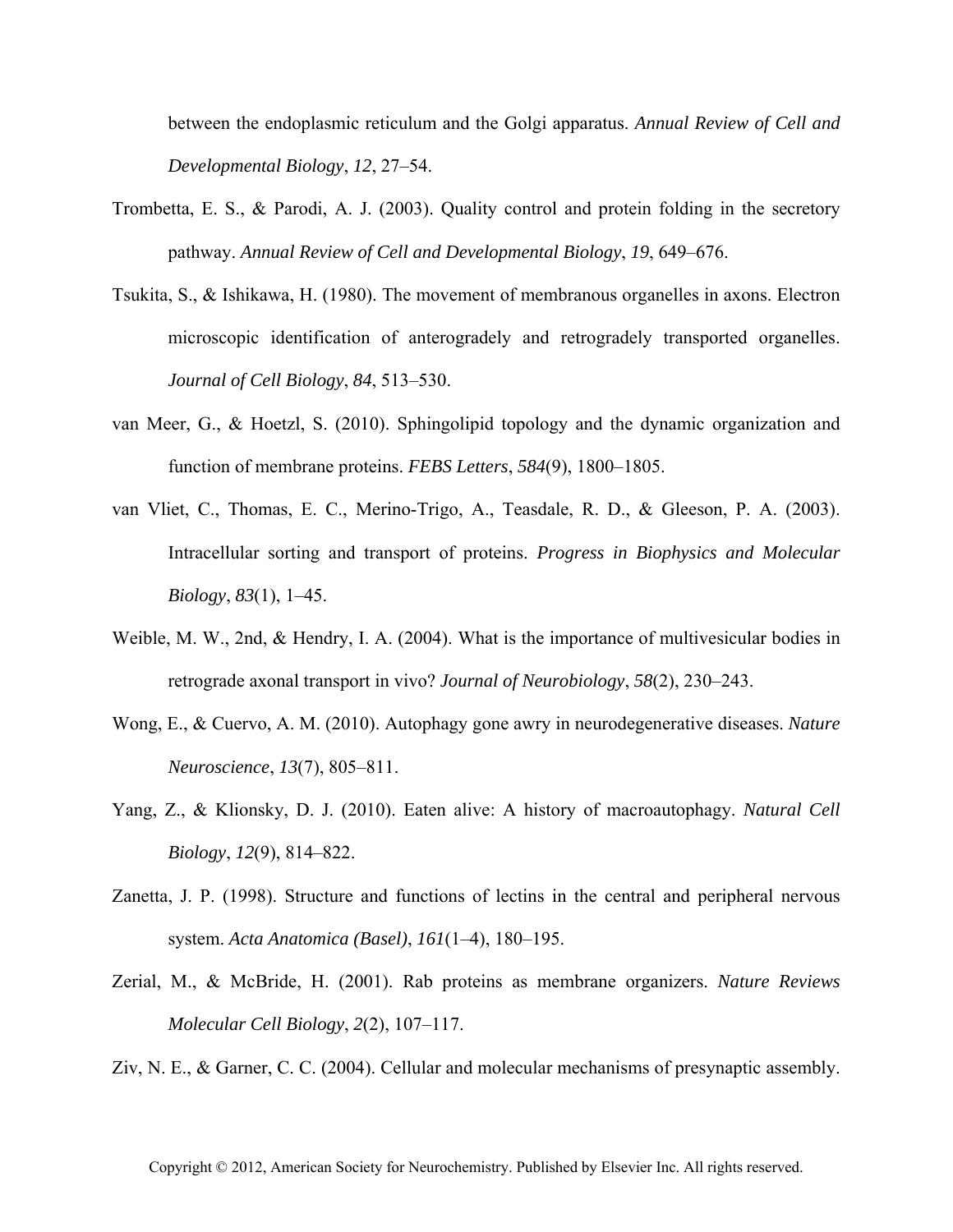between the endoplasmic reticulum and the Golgi apparatus. *Annual Review of Cell and Developmental Biology*, *12*, 27–54.

Trombetta, E. S., & Parodi, A. J. (2003). Quality control and protein folding in the secretory pathway. *Annual Review of Cell and Developmental Biology*, *19*, 649–676.

Tsukita, S., & Ishikawa, H. (1980). The movement of membranous organelles in axons. Electron microscopic identification of anterogradely and retrogradely transported organelles. *Journal of Cell Biology*, *84*, 513–530.

van Meer, G., & Hoetzl, S. (2010). Sphingolipid topology and the dynamic organization and function of membrane proteins. *FEBS Letters*, *584*(9), 1800–1805.

van Vliet, C., Thomas, E. C., Merino-Trigo, A., Teasdale, R. D., & Gleeson, P. A. (2003). Intracellular sorting and transport of proteins. *Progress in Biophysics and Molecular Biology*, *83*(1), 1–45.

Weible, M. W., 2nd, & Hendry, I. A. (2004). What is the importance of multivesicular bodies in retrograde axonal transport in vivo? *Journal of Neurobiology*, *58*(2), 230–243.

Wong, E., & Cuervo, A. M. (2010). Autophagy gone awry in neurodegenerative diseases. *Nature Neuroscience*, *13*(7), 805–811.

Yang, Z., & Klionsky, D. J. (2010). Eaten alive: A history of macroautophagy. *Natural Cell Biology*, *12*(9), 814–822.

Zanetta, J. P. (1998). Structure and functions of lectins in the central and peripheral nervous system. *Acta Anatomica (Basel)*, *161*(1–4), 180–195.

Zerial, M., & McBride, H. (2001). Rab proteins as membrane organizers. *Nature Reviews Molecular Cell Biology*, *2*(2), 107–117.

Ziv, N. E., & Garner, C. C. (2004). Cellular and molecular mechanisms of presynaptic assembly.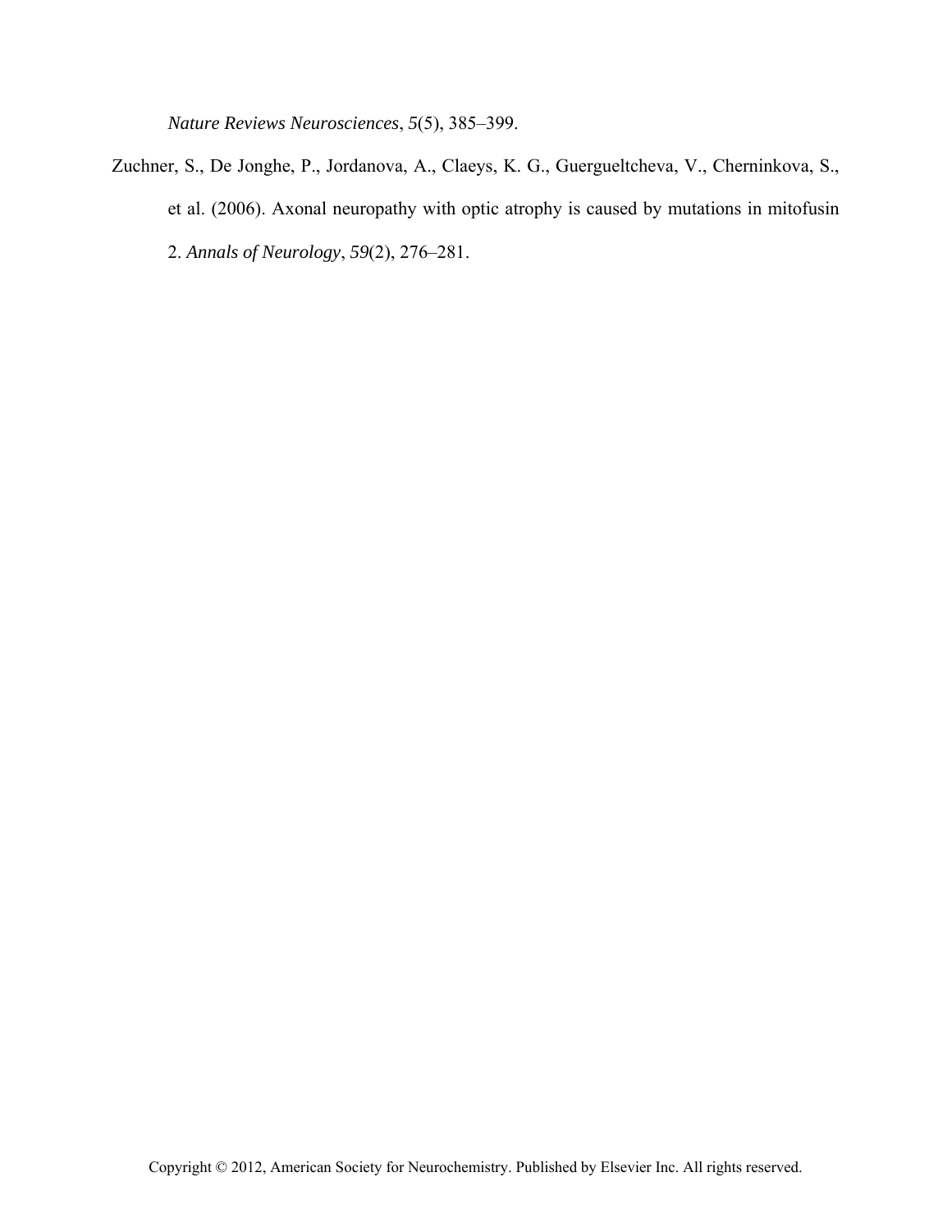*Nature Reviews Neurosciences*, *5*(5), 385–399.

Zuchner, S., De Jonghe, P., Jordanova, A., Claeys, K. G., Guergueltcheva, V., Cherninkova, S., et al. (2006). Axonal neuropathy with optic atrophy is caused by mutations in mitofusin 2. *Annals of Neurology*, *59*(2), 276–281.

Copyright © 2012, American Society for Neurochemistry. Published by Elsevier Inc. All rights reserved.